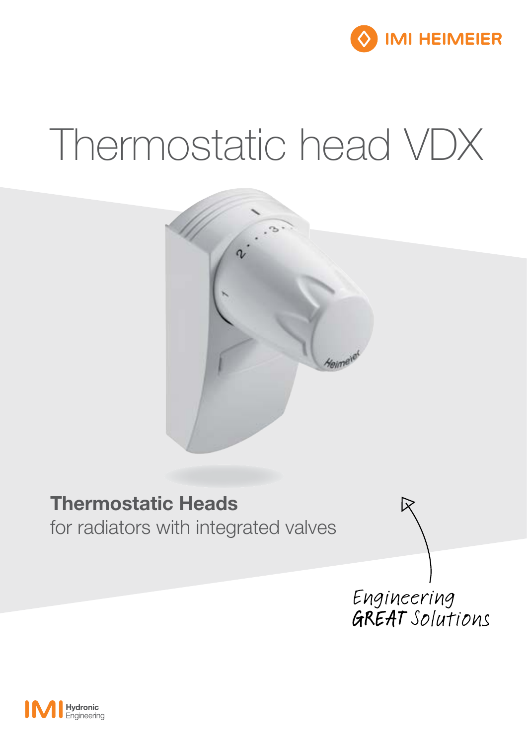IMI HEIMEIER

# Thermostatic head VDX

## Thermostatic Heads

for radiators with integrated valves

Engineering GREAT Solutions

IMI Hydronic Engineering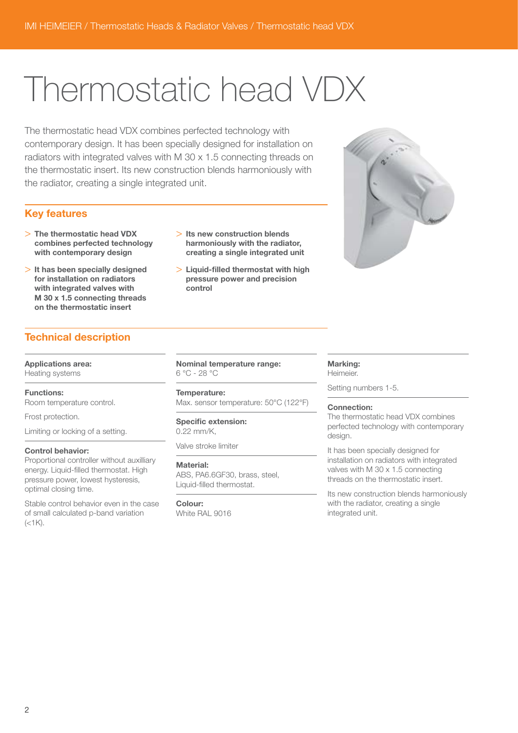# Thermostatic head VDX

The thermostatic head VDX combines perfected technology with contemporary design. It has been specially designed for installation on radiators with integrated valves with M 30 x 1.5 connecting threads on the thermostatic insert. Its new construction blends harmoniously with the radiator, creating a single integrated unit.

## Key features

- **The thermostatic head VDX combines perfected technology with contemporary design**
- **It has been specially designed for installation on radiators with integrated valves with M 30 x 1.5 connecting threads on the thermostatic insert**
- **Its new construction blends harmoniously with the radiator, creating a single integrated unit**
- **Liquid-filled thermostat with high pressure power and precision control**

## Technical description

**Applications area:**
Heating systems

**Functions:**
Room temperature control.

Frost protection.

Limiting or locking of a setting.

**Control behavior:**
Proportional controller without auxilliary energy. Liquid-filled thermostat. High pressure power, lowest hysteresis, optimal closing time.

Stable control behavior even in the case of small calculated p-band variation (<1K).

**Nominal temperature range:**
6 °C - 28 °C

**Temperature:**
Max. sensor temperature: 50°C (122°F)

**Specific extension:**
0.22 mm/K,

Valve stroke limiter

**Material:**
ABS, PA6.6GF30, brass, steel, Liquid-filled thermostat.

**Colour:**
White RAL 9016

**Marking:**
Heimeier.

Setting numbers 1-5.

**Connection:**
The thermostatic head VDX combines perfected technology with contemporary design.

It has been specially designed for installation on radiators with integrated valves with M 30 x 1.5 connecting threads on the thermostatic insert.

Its new construction blends harmoniously with the radiator, creating a single integrated unit.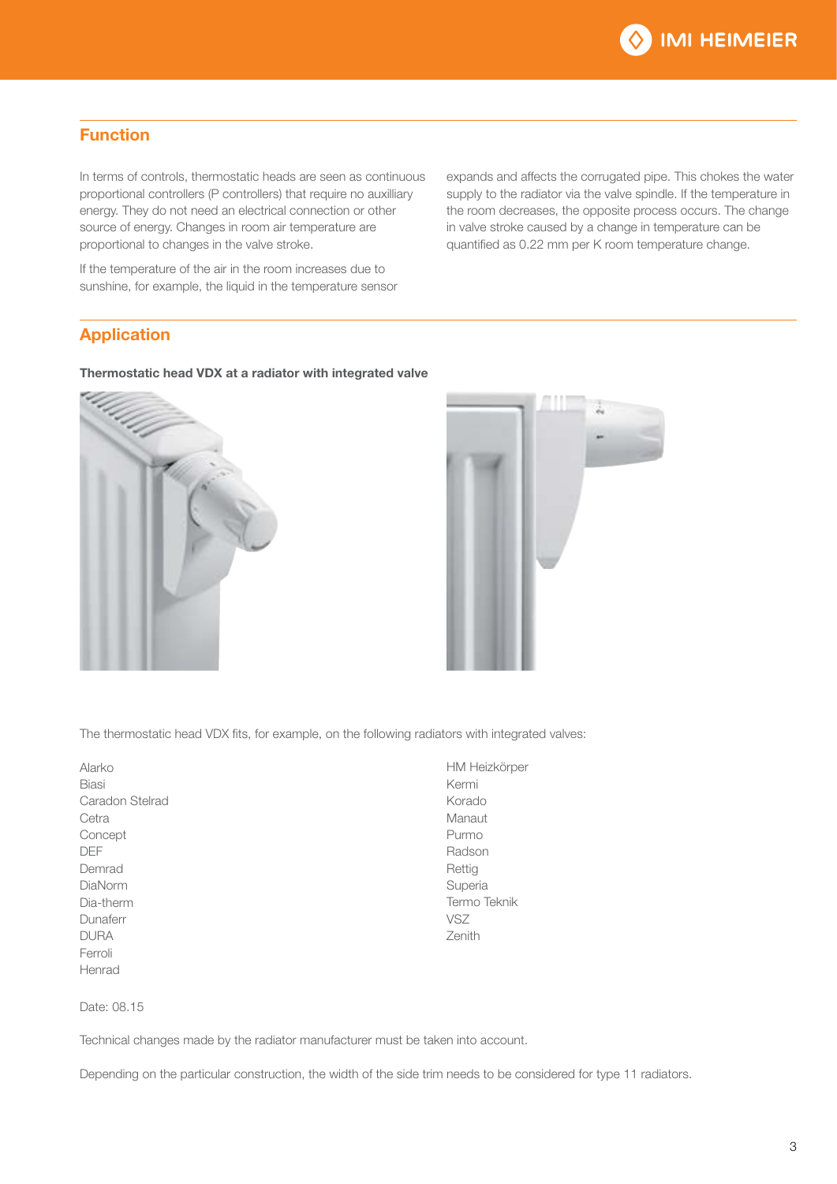## Function

In terms of controls, thermostatic heads are seen as continuous proportional controllers (P controllers) that require no auxilliary energy. They do not need an electrical connection or other source of energy. Changes in room air temperature are proportional to changes in the valve stroke.

If the temperature of the air in the room increases due to sunshine, for example, the liquid in the temperature sensor expands and affects the corrugated pipe. This chokes the water supply to the radiator via the valve spindle. If the temperature in the room decreases, the opposite process occurs. The change in valve stroke caused by a change in temperature can be quantified as 0.22 mm per K room temperature change.

## Application

**Thermostatic head VDX at a radiator with integrated valve**

The thermostatic head VDX fits, for example, on the following radiators with integrated valves:

Alarko
Biasi
Caradon Stelrad
Cetra
Concept
DEF
Demrad
DiaNorm
Dia-therm
Dunaferr
DURA
Ferroli
Henrad
HM Heizkörper
Kermi
Korado
Manaut
Purmo
Radson
Rettig
Superia
Termo Teknik
VSZ
Zenith

Date: 08.15

Technical changes made by the radiator manufacturer must be taken into account.

Depending on the particular construction, the width of the side trim needs to be considered for type 11 radiators.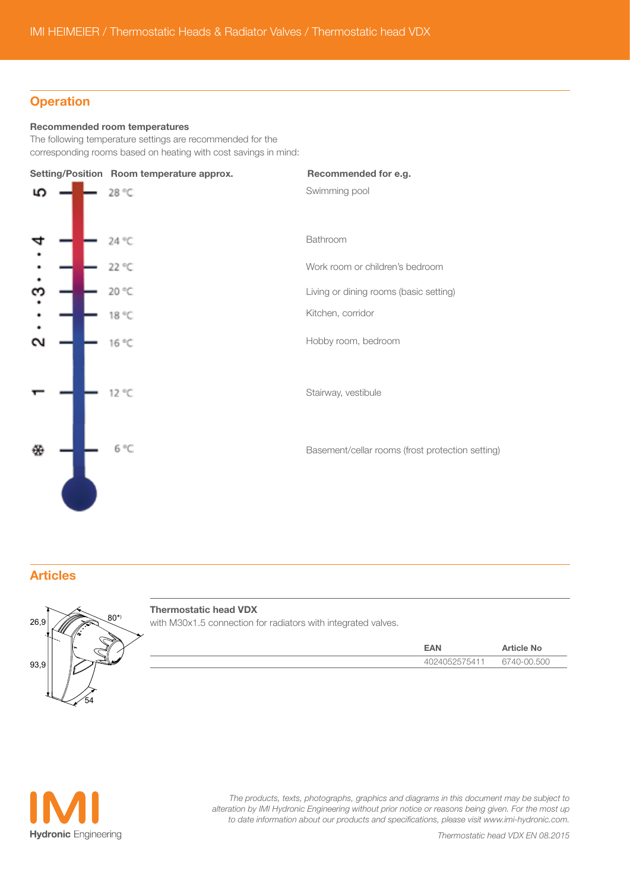## Operation

**Recommended room temperatures**

The following temperature settings are recommended for the corresponding rooms based on heating with cost savings in mind:

| Setting/Position | Room temperature approx. | Recommended for e.g. |
|---|---|---|
| 5 | 28 °C | Swimming pool |
| 4 | 24 °C | Bathroom |
| • | 22 °C | Work room or children's bedroom |
| 3 | 20 °C | Living or dining rooms (basic setting) |
| • | 18 °C | Kitchen, corridor |
| 2 | 16 °C | Hobby room, bedroom |
| 1 | 12 °C | Stairway, vestibule |
| ❄ | 6 °C | Basement/cellar rooms (frost protection setting) |

## Articles

26,9

93,9

80*)

54

**Thermostatic head VDX**

with M30x1.5 connection for radiators with integrated valves.

| EAN | Article No |
|---|---|
| 4024052575411 | 6740-00.500 |

*The products, texts, photographs, graphics and diagrams in this document may be subject to alteration by IMI Hydronic Engineering without prior notice or reasons being given. For the most up to date information about our products and specifications, please visit www.imi-hydronic.com.*

*Thermostatic head VDX EN 08.2015*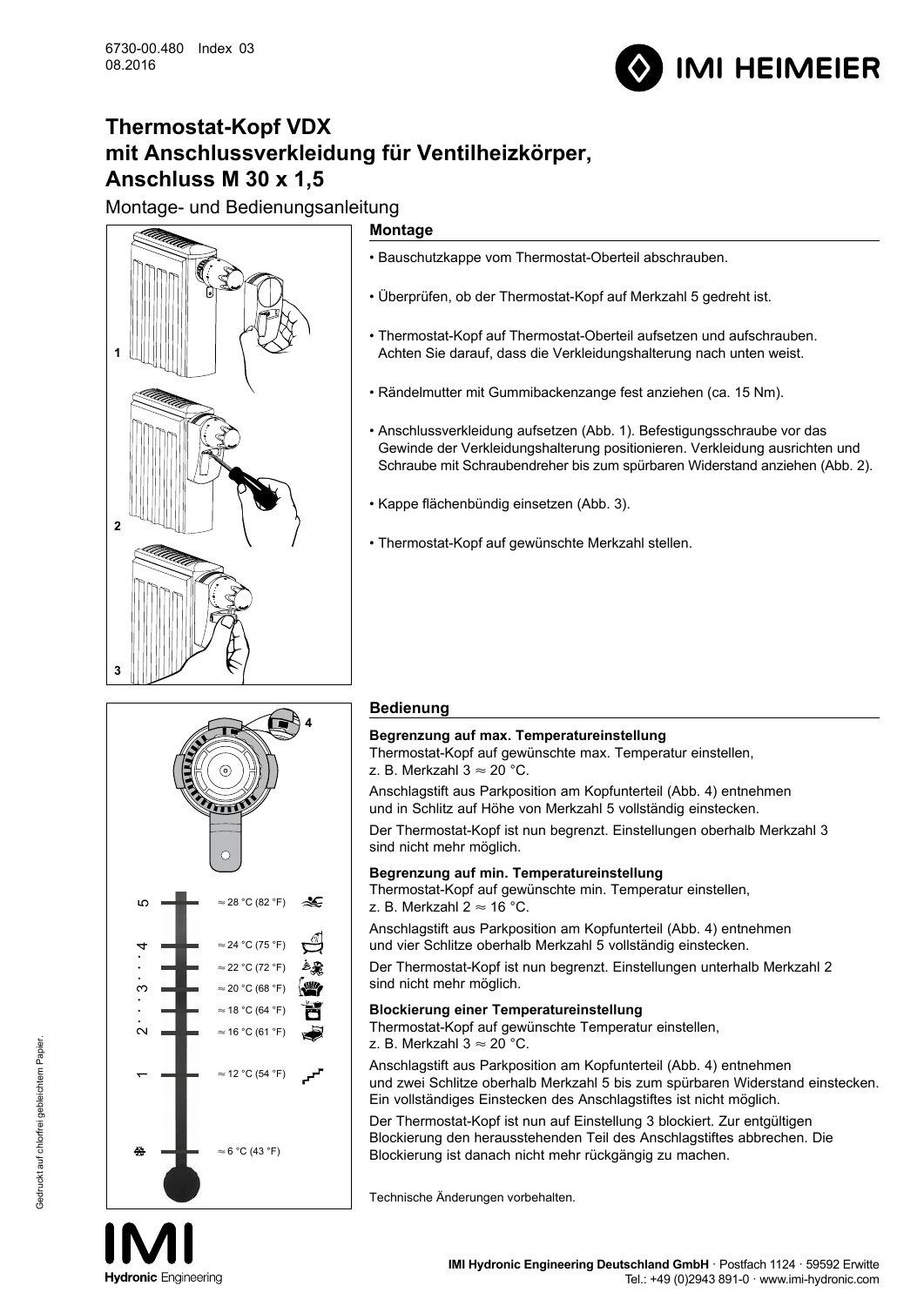6730-00.480 Index 03
08.2016

# Thermostat-Kopf VDX mit Anschlussverkleidung für Ventilheizkörper, Anschluss M 30 x 1,5

Montage- und Bedienungsanleitung

## Montage

- Bauschutzkappe vom Thermostat-Oberteil abschrauben.
- Überprüfen, ob der Thermostat-Kopf auf Merkzahl 5 gedreht ist.
- Thermostat-Kopf auf Thermostat-Oberteil aufsetzen und aufschrauben. Achten Sie darauf, dass die Verkleidungshalterung nach unten weist.
- Rändelmutter mit Gummibackenzange fest anziehen (ca. 15 Nm).
- Anschlussverkleidung aufsetzen (Abb. 1). Befestigungsschraube vor das Gewinde der Verkleidungshalterung positionieren. Verkleidung ausrichten und Schraube mit Schraubendreher bis zum spürbaren Widerstand anziehen (Abb. 2).
- Kappe flächenbündig einsetzen (Abb. 3).
- Thermostat-Kopf auf gewünschte Merkzahl stellen.

| Merkzahl | Temperatur |
|---|---|
| 5 | ≈ 28 °C (82 °F) |
| 4 | ≈ 24 °C (75 °F) |
| | ≈ 22 °C (72 °F) |
| 3 | ≈ 20 °C (68 °F) |
| | ≈ 18 °C (64 °F) |
| 2 | ≈ 16 °C (61 °F) |
| 1 | ≈ 12 °C (54 °F) |
| ❄ | ≈ 6 °C (43 °F) |

## Bedienung

### Begrenzung auf max. Temperatureinstellung

Thermostat-Kopf auf gewünschte max. Temperatur einstellen, z. B. Merkzahl 3 ≈ 20 °C.

Anschlagstift aus Parkposition am Kopfunterteil (Abb. 4) entnehmen und in Schlitz auf Höhe von Merkzahl 5 vollständig einstecken.

Der Thermostat-Kopf ist nun begrenzt. Einstellungen oberhalb Merkzahl 3 sind nicht mehr möglich.

### Begrenzung auf min. Temperatureinstellung

Thermostat-Kopf auf gewünschte min. Temperatur einstellen, z. B. Merkzahl 2 ≈ 16 °C.

Anschlagstift aus Parkposition am Kopfunterteil (Abb. 4) entnehmen und vier Schlitze oberhalb Merkzahl 5 vollständig einstecken.

Der Thermostat-Kopf ist nun begrenzt. Einstellungen unterhalb Merkzahl 2 sind nicht mehr möglich.

### Blockierung einer Temperatureinstellung

Thermostat-Kopf auf gewünschte Temperatur einstellen, z. B. Merkzahl 3 ≈ 20 °C.

Anschlagstift aus Parkposition am Kopfunterteil (Abb. 4) entnehmen und zwei Schlitze oberhalb Merkzahl 5 bis zum spürbaren Widerstand einstecken. Ein vollständiges Einstecken des Anschlagstiftes ist nicht möglich.

Der Thermostat-Kopf ist nun auf Einstellung 3 blockiert. Zur entgültigen Blockierung den herausstehenden Teil des Anschlagstiftes abbrechen. Die Blockierung ist danach nicht mehr rückgängig zu machen.

Technische Änderungen vorbehalten.

Gedruckt auf chlorfrei gebleichtem Papier.

**IMI Hydronic Engineering Deutschland GmbH** · Postfach 1124 · 59592 Erwitte
Tel.: +49 (0)2943 891-0 · www.imi-hydronic.com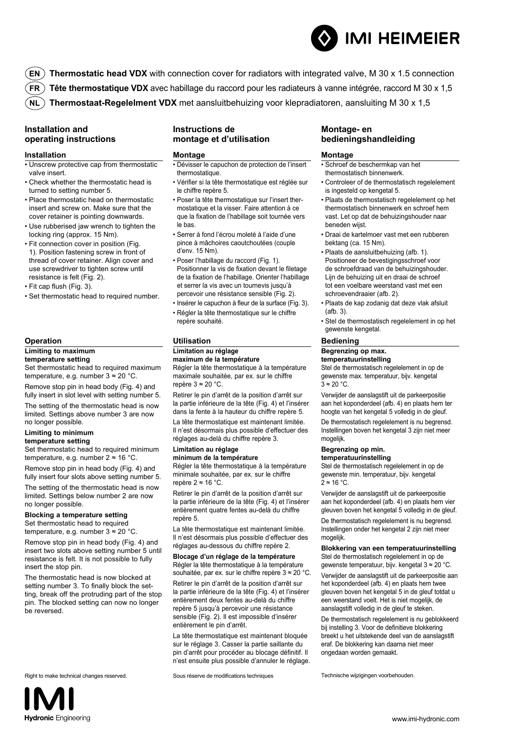IMI HEIMEIER

**EN** **Thermostatic head VDX** with connection cover for radiators with integrated valve, M 30 x 1.5 connection

**FR** **Tête thermostatique VDX** avec habillage du raccord pour les radiateurs à vanne intégrée, raccord M 30 x 1,5

**NL** **Thermostaat-Regelelment VDX** met aansluitbehuizing voor klepradiatoren, aansluiting M 30 x 1,5

## Installation and operating instructions

### Installation

- Unscrew protective cap from thermostatic valve insert.
- Check whether the thermostatic head is turned to setting number 5.
- Place thermostatic head on thermostatic insert and screw on. Make sure that the cover retainer is pointing downwards.
- Use rubberised jaw wrench to tighten the locking ring (approx. 15 Nm).
- Fit connection cover in position (Fig. 1). Position fastening screw in front of thread of cover retainer. Align cover and use screwdriver to tighten screw until resistance is felt (Fig. 2).
- Fit cap flush (Fig. 3).
- Set thermostatic head to required number.

### Operation

**Limiting to maximum temperature setting**

Set thermostatic head to required maximum temperature, e.g. number 3 ≈ 20 °C.

Remove stop pin in head body (Fig. 4) and fully insert in slot level with setting number 5.

The setting of the thermostatic head is now limited. Settings above number 3 are now no longer possible.

**Limiting to minimum temperature setting**

Set thermostatic head to required minimum temperature, e.g. number 2 ≈ 16 °C.

Remove stop pin in head body (Fig. 4) and fully insert four slots above setting number 5.

The setting of the thermostatic head is now limited. Settings below number 2 are now no longer possible.

**Blocking a temperature setting**

Set thermostatic head to required temperature, e.g. number 3 ≈ 20 °C.

Remove stop pin in head body (Fig. 4) and insert two slots above setting number 5 until resistance is felt. It is not possible to fully insert the stop pin.

The thermostatic head is now blocked at setting number 3. To finally block the setting, break off the protruding part of the stop pin. The blocked setting can now no longer be reversed.

Right to make technical changes reserved.

## Instructions de montage et d’utilisation

### Montage

- Dévisser le capuchon de protection de l’insert thermostatique.
- Vérifier si la tête thermostatique est réglée sur le chiffre repère 5.
- Poser la tête thermostatique sur l’insert thermostatique et la visser. Faire attention à ce que la fixation de l’habillage soit tournée vers le bas.
- Serrer à fond l’écrou moleté à l’aide d’une pince à mâchoires caoutchoutées (couple d’env. 15 Nm).
- Poser l’habillage du raccord (Fig. 1). Positionner la vis de fixation devant le filetage de la fixation de l’habillage. Orienter l’habillage et serrer la vis avec un tournevis jusqu’à percevoir une résistance sensible (Fig. 2).
- Insérer le capuchon à fleur de la surface (Fig. 3).
- Régler la tête thermostatique sur le chiffre repère souhaité.

### Utilisation

**Limitation au réglage maximum de la température**

Régler la tête thermostatique à la température maximale souhaitée, par ex. sur le chiffre repère 3 ≈ 20 °C.

Retirer le pin d’arrêt de la position d’arrêt sur la partie inférieure de la tête (Fig. 4) et l’insérer dans la fente à la hauteur du chiffre repère 5.

La tête thermostatique est maintenant limitée. Il n’est désormais plus possible d’effectuer des réglages au-delà du chiffre repère 3.

**Limitation au réglage minimum de la température**

Régler la tête thermostatique à la température minimale souhaitée, par ex. sur le chiffre repère 2 ≈ 16 °C.

Retirer le pin d’arrêt de la position d’arrêt sur la partie inférieure de la tête (Fig. 4) et l’insérer entièrement quatre fentes au-delà du chiffre repère 5.

La tête thermostatique est maintenant limitée. Il n’est désormais plus possible d’effectuer des réglages au-dessous du chiffre repère 2.

**Blocage d’un réglage de la température**

Régler la tête thermostatique à la température souhaitée, par ex. sur le chiffre repère 3 ≈ 20 °C.

Retirer le pin d’arrêt de la position d’arrêt sur la partie inférieure de la tête (Fig. 4) et l’insérer entièrement deux fentes au-delà du chiffre repère 5 jusqu’à percevoir une résistance sensible (Fig. 2). Il est impossible d’insérer entièrement le pin d’arrêt.

La tête thermostatique est maintenant bloquée sur le réglage 3. Casser la partie saillante du pin d’arrêt pour procéder au blocage définitif. Il n’est ensuite plus possible d’annuler le réglage.

Sous réserve de modifications techniques

## Montage- en bedieningshandleiding

### Montage

- Schroef de beschermkap van het thermostatisch binnenwerk.
- Controleer of de thermostatisch regelelement is ingesteld op kengetal 5.
- Plaats de thermostatisch regelelement op het thermostatisch binnenwerk en schroef hem vast. Let op dat de behuizingshouder naar beneden wijst.
- Draai de kartelmoer vast met een rubberen bektang (ca. 15 Nm).
- Plaats de aansluitbehuizing (afb. 1). Positioneer de bevestigingsschroef voor de schroefdraad van de behuizingshouder. Lijn de behuizing uit en draai de schroef tot een voelbare weerstand vast met een schroevendraaier (afb. 2).
- Plaats de kap zodanig dat deze vlak afsluit (afb. 3).
- Stel de thermostatisch regelelement in op het gewenste kengetal.

### Bediening

**Begrenzing op max. temperatuurinstelling**

Stel de thermostatisch regelelement in op de gewenste max. temperatuur, bijv. kengetal 3 ≈ 20 °C.

Verwijder de aanslagstift uit de parkeerpositie aan het koponderdeel (afb. 4) en plaats hem ter hoogte van het kengetal 5 volledig in de gleuf.

De thermostatisch regelelement is nu begrensd. Instellingen boven het kengetal 3 zijn niet meer mogelijk.

**Begrenzing op min. temperatuurinstelling**

Stel de thermostatisch regelelement in op de gewenste min. temperatuur, bijv. kengetal 2 ≈ 16 °C.

Verwijder de aanslagstift uit de parkeerpositie aan het koponderdeel (afb. 4) en plaats hem vier gleuven boven het kengetal 5 volledig in de gleuf.

De thermostatisch regelelement is nu begrensd. Instellingen onder het kengetal 2 zijn niet meer mogelijk.

**Blokkering van een temperatuurinstelling**

Stel de thermostatisch regelelement in op de gewenste temperatuur, bijv. kengetal 3 ≈ 20 °C.

Verwijder de aanslagstift uit de parkeerpositie aan het koponderdeel (afb. 4) en plaats hem twee gleuven boven het kengetal 5 in de gleuf totdat u een weerstand voelt. Het is niet mogelijk, de aanslagstift volledig in de gleuf te steken.

De thermostatisch regelelement is nu geblokkeerd bij instelling 3. Voor de definitieve blokkering breekt u het uitstekende deel van de aanslagstift eraf. De blokkering kan daarna niet meer ongedaan worden gemaakt.

Technische wijzigingen voorbehouden.

IMI Hydronic Engineering

www.imi-hydronic.com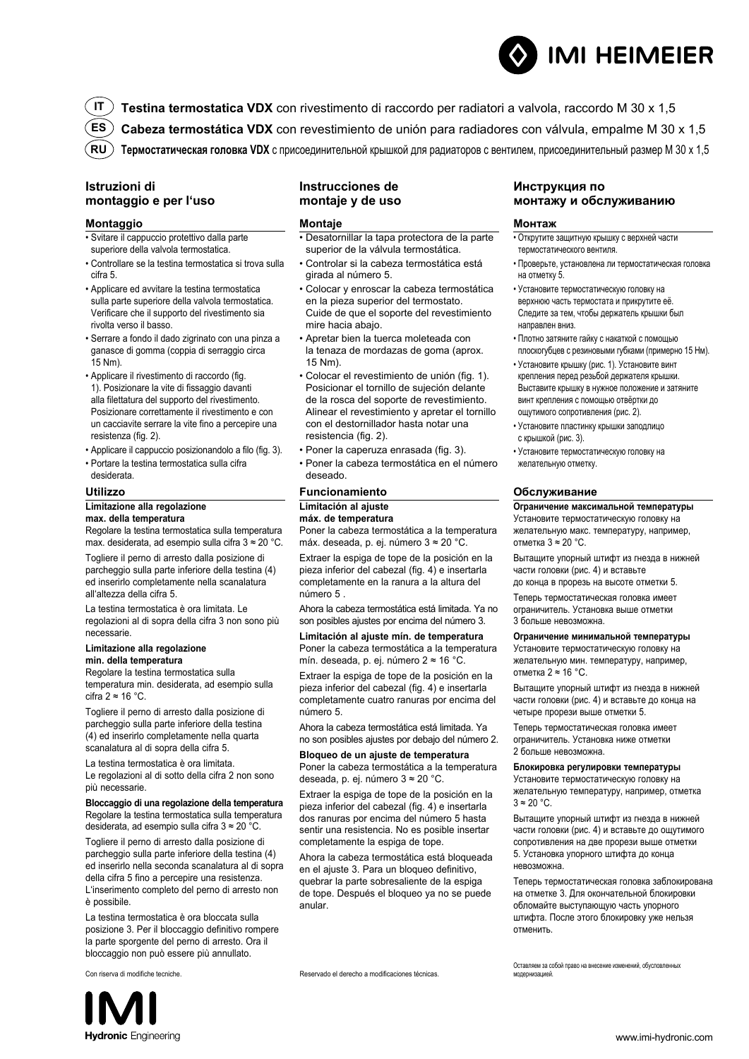IMI HEIMEIER

**IT** **Testina termostatica VDX** con rivestimento di raccordo per radiatori a valvola, raccordo M 30 x 1,5

**ES** **Cabeza termostática VDX** con revestimiento de unión para radiadores con válvula, empalme M 30 x 1,5

**RU** **Термостатическая головка VDX** с присоединительной крышкой для радиаторов с вентилем, присоединительный размер M 30 x 1,5

## Istruzioni di montaggio e per l'uso

### Montaggio

- Svitare il cappuccio protettivo dalla parte superiore della valvola termostatica.
- Controllare se la testina termostatica si trova sulla cifra 5.
- Applicare ed avvitare la testina termostatica sulla parte superiore della valvola termostatica. Verificare che il supporto del rivestimento sia rivolta verso il basso.
- Serrare a fondo il dado zigrinato con una pinza a ganasce di gomma (coppia di serraggio circa 15 Nm).
- Applicare il rivestimento di raccordo (fig. 1). Posizionare la vite di fissaggio davanti alla filettatura del supporto del rivestimento. Posizionare correttamente il rivestimento e con un cacciavite serrare la vite fino a percepire una resistenza (fig. 2).
- Applicare il cappuccio posizionandolo a filo (fig. 3).
- Portare la testina termostatica sulla cifra desiderata.

### Utilizzo

**Limitazione alla regolazione max. della temperatura**

Regolare la testina termostatica sulla temperatura max. desiderata, ad esempio sulla cifra 3 ≈ 20 °C.

Togliere il perno di arresto dalla posizione di parcheggio sulla parte inferiore della testina (4) ed inserirlo completamente nella scanalatura all'altezza della cifra 5.

La testina termostatica è ora limitata. Le regolazioni al di sopra della cifra 3 non sono più necessarie.

**Limitazione alla regolazione min. della temperatura**

Regolare la testina termostatica sulla temperatura min. desiderata, ad esempio sulla cifra 2 ≈ 16 °C.

Togliere il perno di arresto dalla posizione di parcheggio sulla parte inferiore della testina (4) ed inserirlo completamente nella quarta scanalatura al di sopra della cifra 5.

La testina termostatica è ora limitata. Le regolazioni al di sotto della cifra 2 non sono più necessarie.

**Bloccaggio di una regolazione della temperatura**

Regolare la testina termostatica sulla temperatura desiderata, ad esempio sulla cifra 3 ≈ 20 °C.

Togliere il perno di arresto dalla posizione di parcheggio sulla parte inferiore della testina (4) ed inserirlo nella seconda scanalatura al di sopra della cifra 5 fino a percepire una resistenza. L'inserimento completo del perno di arresto non è possibile.

La testina termostatica è ora bloccata sulla posizione 3. Per il bloccaggio definitivo rompere la parte sporgente del perno di arresto. Ora il bloccaggio non può essere più annullato.

Con riserva di modifiche tecniche.

## Instrucciones de montaje y de uso

### Montaje

- Desatornillar la tapa protectora de la parte superior de la válvula termostática.
- Controlar si la cabeza termostática está girada al número 5.
- Colocar y enroscar la cabeza termostática en la pieza superior del termostato. Cuide de que el soporte del revestimiento mire hacia abajo.
- Apretar bien la tuerca moleteada con la tenaza de mordazas de goma (aprox. 15 Nm).
- Colocar el revestimiento de unión (fig. 1). Posicionar el tornillo de sujeción delante de la rosca del soporte de revestimiento. Alinear el revestimiento y apretar el tornillo con el destornillador hasta notar una resistencia (fig. 2).
- Poner la caperuza enrasada (fig. 3).
- Poner la cabeza termostática en el número deseado.

### Funcionamiento

**Limitación al ajuste máx. de temperatura**

Poner la cabeza termostática a la temperatura máx. deseada, p. ej. número 3 ≈ 20 °C.

Extraer la espiga de tope de la posición en la pieza inferior del cabezal (fig. 4) e insertarla completamente en la ranura a la altura del número 5 .

Ahora la cabeza termostática está limitada. Ya no son posibles ajustes por encima del número 3.

**Limitación al ajuste mín. de temperatura**

Poner la cabeza termostática a la temperatura mín. deseada, p. ej. número 2 ≈ 16 °C.

Extraer la espiga de tope de la posición en la pieza inferior del cabezal (fig. 4) e insertarla completamente cuatro ranuras por encima del número 5.

Ahora la cabeza termostática está limitada. Ya no son posibles ajustes por debajo del número 2.

**Bloqueo de un ajuste de temperatura**

Poner la cabeza termostática a la temperatura deseada, p. ej. número 3 ≈ 20 °C.

Extraer la espiga de tope de la posición en la pieza inferior del cabezal (fig. 4) e insertarla dos ranuras por encima del número 5 hasta sentir una resistencia. No es posible insertar completamente la espiga de tope.

Ahora la cabeza termostática está bloqueada en el ajuste 3. Para un bloqueo definitivo, quebrar la parte sobresaliente de la espiga de tope. Después el bloqueo ya no se puede anular.

Reservado el derecho a modificaciones técnicas.

## Инструкция по монтажу и обслуживанию

### Монтаж

- Открутите защитную крышку с верхней части термостатического вентиля.
- Проверьте, установлена ли термостатическая головка на отметку 5.
- Установите термостатическую головку на верхнюю часть термостата и прикрутите её. Следите за тем, чтобы держатель крышки был направлен вниз.
- Плотно затяните гайку с накаткой с помощью плоскогубцев с резиновыми губками (примерно 15 Нм).
- Установите крышку (рис. 1). Установите винт крепления перед резьбой держателя крышки. Выставите крышку в нужное положение и затяните винт крепления с помощью отвёртки до ощутимого сопротивления (рис. 2).
- Установите пластинку крышки заподлицо с крышкой (рис. 3).
- Установите термостатическую головку на желательную отметку.

### Обслуживание

**Ограничение максимальной температуры**

Установите термостатическую головку на желательную макс. температуру, например, отметка 3 ≈ 20 °C.

Вытащите упорный штифт из гнезда в нижней части головки (рис. 4) и вставьте до конца в прорезь на высоте отметки 5.

Теперь термостатическая головка имеет ограничитель. Установка выше отметки 3 больше невозможна.

**Ограничение минимальной температуры**

Установите термостатическую головку на желательную мин. температуру, например, отметка 2 ≈ 16 °C.

Вытащите упорный штифт из гнезда в нижней части головки (рис. 4) и вставьте до конца на четыре прорези выше отметки 5.

Теперь термостатическая головка имеет ограничитель. Установка ниже отметки 2 больше невозможна.

**Блокировка регулировки температуры**

Установите термостатическую головку на желательную температуру, например, отметка 3 ≈ 20 °C.

Вытащите упорный штифт из гнезда в нижней части головки (рис. 4) и вставьте до ощутимого сопротивления на две прорези выше отметки 5. Установка упорного штифта до конца невозможна.

Теперь термостатическая головка заблокирована на отметке 3. Для окончательной блокировки обломайте выступающую часть упорного штифта. После этого блокировку уже нельзя отменить.

Оставляем за собой право на внесение изменений, обусловленных модернизацией.

IMI Hydronic Engineering

www.imi-hydronic.com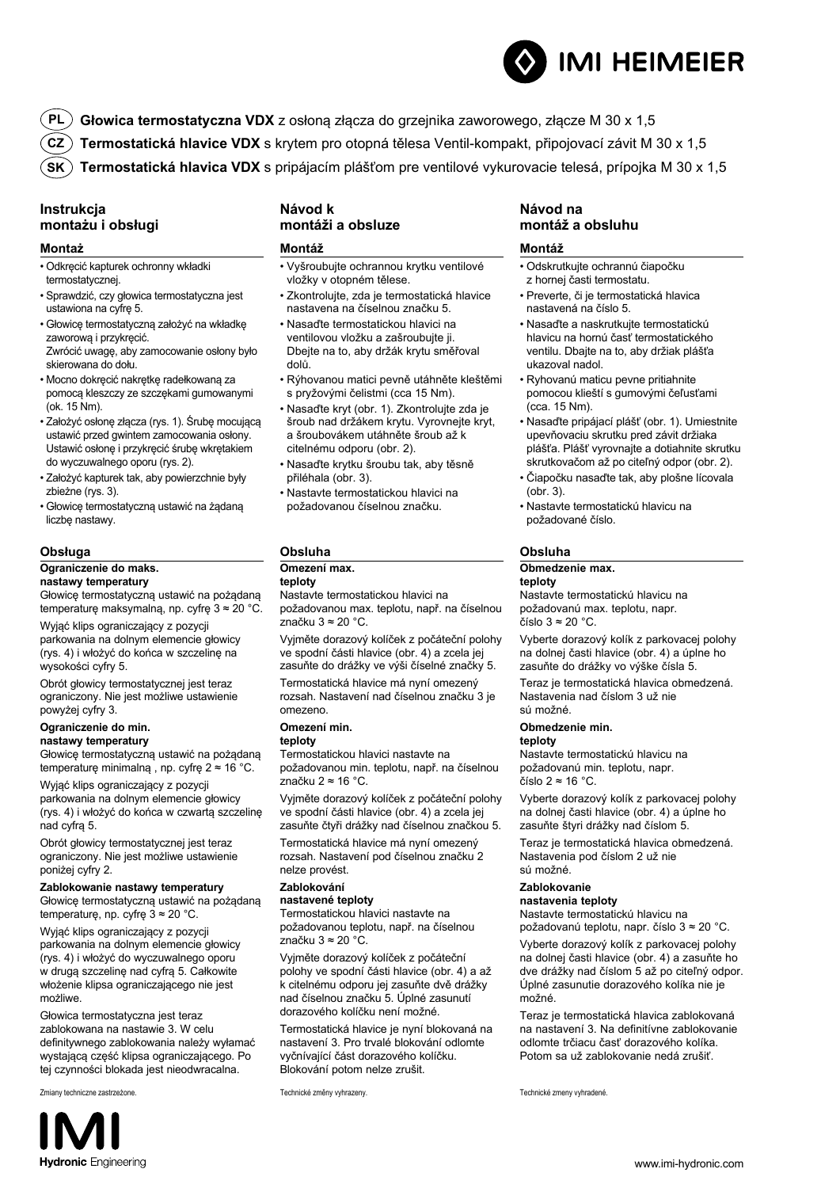**PL** **Głowica termostatyczna VDX** z osłoną złącza do grzejnika zaworowego, złącze M 30 x 1,5

**CZ** **Termostatická hlavice VDX** s krytem pro otopná tělesa Ventil-kompakt, připojovací závit M 30 x 1,5

**SK** **Termostatická hlavica VDX** s pripájacím plášťom pre ventilové vykurovacie telesá, prípojka M 30 x 1,5

## Instrukcja montażu i obsługi

### Montaż

- Odkręcić kapturek ochronny wkładki termostatycznej.
- Sprawdzić, czy głowica termostatyczna jest ustawiona na cyfrę 5.
- Głowicę termostatyczną założyć na wkładkę zaworową i przykręcić. Zwrócić uwagę, aby zamocowanie osłony było skierowana do dołu.
- Mocno dokręcić nakrętkę radełkowaną za pomocą kleszczy ze szczękami gumowanymi (ok. 15 Nm).
- Założyć osłonę złącza (rys. 1). Śrubę mocującą ustawić przed gwintem zamocowania osłony. Ustawić osłonę i przykręcić śrubę wkrętakiem do wyczuwalnego oporu (rys. 2).
- Założyć kapturek tak, aby powierzchnie były zbieżne (rys. 3).
- Głowicę termostatyczną ustawić na żądaną liczbę nastawy.

### Obsługa

**Ograniczenie do maks. nastawy temperatury**

Głowicę termostatyczną ustawić na pożądaną temperaturę maksymalną, np. cyfrę 3 ≈ 20 °C.

Wyjąć klips ograniczający z pozycji parkowania na dolnym elemencie głowicy (rys. 4) i włożyć do końca w szczelinę na wysokości cyfry 5.

Obrót głowicy termostatycznej jest teraz ograniczony. Nie jest możliwe ustawienie powyżej cyfry 3.

**Ograniczenie do min. nastawy temperatury**

Głowicę termostatyczną ustawić na pożądaną temperaturę minimalną , np. cyfrę 2 ≈ 16 °C.

Wyjąć klips ograniczający z pozycji parkowania na dolnym elemencie głowicy (rys. 4) i włożyć do końca w czwartą szczelinę nad cyfrą 5.

Obrót głowicy termostatycznej jest teraz ograniczony. Nie jest możliwe ustawienie poniżej cyfry 2.

**Zablokowanie nastawy temperatury**

Głowicę termostatyczną ustawić na pożądaną temperaturę, np. cyfrę 3 ≈ 20 °C.

Wyjąć klips ograniczający z pozycji parkowania na dolnym elemencie głowicy (rys. 4) i włożyć do wyczuwalnego oporu w drugą szczelinę nad cyfrą 5. Całkowite włożenie klipsa ograniczającego nie jest możliwe.

Głowica termostatyczna jest teraz zablokowana na nastawie 3. W celu definitywnego zablokowania należy wyłamać wystającą część klipsa ograniczającego. Po tej czynności blokada jest nieodwracalna.

Zmiany techniczne zastrzeżone.

## Návod k montáži a obsluze

### Montáž

- Vyšroubujte ochrannou krytku ventilové vložky v otopném tělese.
- Zkontrolujte, zda je termostatická hlavice nastavena na číselnou značku 5.
- Nasaďte termostatickou hlavici na ventilovou vložku a zašroubujte ji. Dbejte na to, aby držák krytu směřoval dolů.
- Rýhovanou matici pevně utáhněte kleštěmi s pryžovými čelistmi (cca 15 Nm).
- Nasaďte kryt (obr. 1). Zkontrolujte zda je šroub nad držákem krytu. Vyrovnejte kryt, a šroubovákem utáhněte šroub až k citelnému odporu (obr. 2).
- Nasaďte krytku šroubu tak, aby těsně přiléhala (obr. 3).
- Nastavte termostatickou hlavici na požadovanou číselnou značku.

### Obsluha

**Omezení max. teploty**

Nastavte termostatickou hlavici na požadovanou max. teplotu, např. na číselnou značku 3 ≈ 20 °C.

Vyjměte dorazový kolíček z počáteční polohy ve spodní části hlavice (obr. 4) a zcela jej zasuňte do drážky ve výši číselné značky 5.

Termostatická hlavice má nyní omezený rozsah. Nastavení nad číselnou značku 3 je omezeno.

**Omezení min. teploty**

Termostatickou hlavici nastavte na požadovanou min. teplotu, např. na číselnou značku 2 ≈ 16 °C.

Vyjměte dorazový kolíček z počáteční polohy ve spodní části hlavice (obr. 4) a zcela jej zasuňte čtyři drážky nad číselnou značkou 5.

Termostatická hlavice má nyní omezený rozsah. Nastavení pod číselnou značku 2 nelze provést.

**Zablokování nastavené teploty**

Termostatickou hlavici nastavte na požadovanou teplotu, např. na číselnou značku 3 ≈ 20 °C.

Vyjměte dorazový kolíček z počáteční polohy ve spodní části hlavice (obr. 4) a až k citelnému odporu jej zasuňte dvě drážky nad číselnou značku 5. Úplné zasunutí dorazového kolíčku není možné.

Termostatická hlavice je nyní blokovaná na nastavení 3. Pro trvalé blokování odlomte vyčnívající část dorazového kolíčku. Blokování potom nelze zrušit.

Technické změny vyhrazeny.

## Návod na montáž a obsluhu

### Montáž

- Odskrutkujte ochrannú čiapočku z hornej časti termostatu.
- Preverte, či je termostatická hlavica nastavená na číslo 5.
- Nasaďte a naskrutkujte termostatickú hlavicu na hornú časť termostatického ventilu. Dbajte na to, aby držiak plášťa ukazoval nadol.
- Ryhovanú maticu pevne pritiahnite pomocou kliešťí s gumovými čeľusťami (cca. 15 Nm).
- Nasaďte pripájací plášť (obr. 1). Umiestnite upevňovaciu skrutku pred závit držiaka plášťa. Plášť vyrovnajte a dotiahnite skrutku skrutkovačom až po citeľný odpor (obr. 2).
- Čiapočku nasaďte tak, aby plošne lícovala (obr. 3).
- Nastavte termostatickú hlavicu na požadované číslo.

### Obsluha

**Obmedzenie max. teploty**

Nastavte termostatickú hlavicu na požadovanú max. teplotu, napr. číslo 3 ≈ 20 °C.

Vyberte dorazový kolík z parkovacej polohy na dolnej časti hlavice (obr. 4) a úplne ho zasuňte do drážky vo výške čísla 5.

Teraz je termostatická hlavica obmedzená. Nastavenia nad číslom 3 už nie sú možné.

**Obmedzenie min. teploty**

Nastavte termostatickú hlavicu na požadovanú min. teplotu, napr. číslo 2 ≈ 16 °C.

Vyberte dorazový kolík z parkovacej polohy na dolnej časti hlavice (obr. 4) a úplne ho zasuňte štyri drážky nad číslom 5.

Teraz je termostatická hlavica obmedzená. Nastavenia pod číslom 2 už nie sú možné.

**Zablokovanie nastavenia teploty**

Nastavte termostatickú hlavicu na požadovanú teplotu, napr. číslo 3 ≈ 20 °C.

Vyberte dorazový kolík z parkovacej polohy na dolnej časti hlavice (obr. 4) a zasuňte ho dve drážky nad číslom 5 až po citeľný odpor. Úplné zasunutie dorazového kolíka nie je možné.

Teraz je termostatická hlavica zablokovaná na nastavení 3. Na definitívne zablokovanie odlomte trčiacu časť dorazového kolíka. Potom sa už zablokovanie nedá zrušiť.

Technické zmeny vyhradené.

www.imi-hydronic.com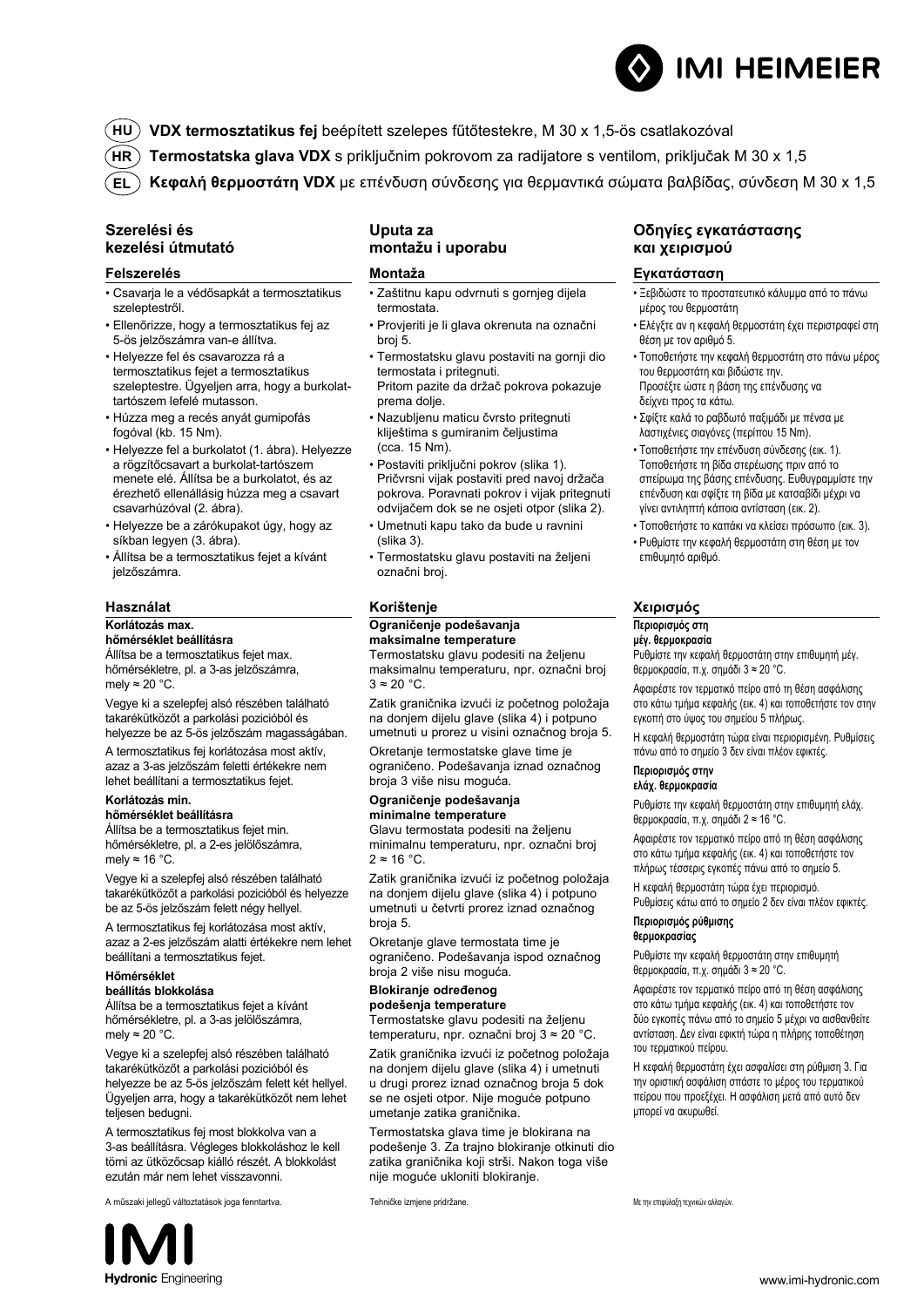**HU** **VDX termosztatikus fej** beépített szelepes fűtőtestekre, M 30 x 1,5-ös csatlakozóval

**HR** **Termostatska glava VDX** s priključnim pokrovom za radijatore s ventilom, priključak M 30 x 1,5

**EL** **Κεφαλή θερμοστάτη VDX** με επένδυση σύνδεσης για θερμαντικά σώματα βαλβίδας, σύνδεση M 30 x 1,5

## Szerelési és kezelési útmutató

### Felszerelés

- Csavarja le a védősapkát a termosztatikus szeleptestről.
- Ellenőrizze, hogy a termosztatikus fej az 5-ös jelzőszámra van-e állítva.
- Helyezze fel és csavarozza rá a termosztatikus fejet a termosztatikus szeleptestre. Ügyeljen arra, hogy a burkolat-tartószem lefelé mutasson.
- Húzza meg a recés anyát gumipofás fogóval (kb. 15 Nm).
- Helyezze fel a burkolatot (1. ábra). Helyezze a rögzítőcsavart a burkolat-tartószem menete elé. Állítsa be a burkolatot, és az érezhető ellenállásig húzza meg a csavart csavarhúzóval (2. ábra).
- Helyezze be a zárókupakot úgy, hogy az síkban legyen (3. ábra).
- Állítsa be a termosztatikus fejet a kívánt jelzőszámra.

### Használat

**Korlátozás max. hőmérséklet beállításra**
Állítsa be a termosztatikus fejet max. hőmérsékletre, pl. a 3-as jelzőszámra, mely ≈ 20 °C.

Vegye ki a szelepfej alsó részében található takarékütközőt a parkolási pozícióból és helyezze be az 5-ös jelzőszám magasságában.

A termosztatikus fej korlátozása most aktív, azaz a 3-as jelzőszám feletti értékekre nem lehet beállítani a termosztatikus fejet.

**Korlátozás min. hőmérséklet beállításra**
Állítsa be a termosztatikus fejet min. hőmérsékletre, pl. a 2-es jelölőszámra, mely ≈ 16 °C.

Vegye ki a szelepfej alsó részében található takarékütközőt a parkolási pozícióból és helyezze be az 5-ös jelzőszám felett négy hellyel.

A termosztatikus fej korlátozása most aktív, azaz a 2-es jelzőszám alatti értékekre nem lehet beállítani a termosztatikus fejet.

**Hőmérséklet beállítás blokkolása**
Állítsa be a termosztatikus fejet a kívánt hőmérsékletre, pl. a 3-as jelölőszámra, mely ≈ 20 °C.

Vegye ki a szelepfej alsó részében található takarékütközőt a parkolási pozícióból és helyezze be az 5-ös jelzőszám felett két hellyel. Ügyeljen arra, hogy a takarékütközőt nem lehet teljesen bedugni.

A termosztatikus fej most blokkolva van a 3-as beállításra. Végleges blokkoláshoz le kell törni az ütközőcsap kiálló részét. A blokkolást ezután már nem lehet visszavonni.

A műszaki jellegű változtatások joga fenntartva.

## Uputa za montažu i uporabu

### Montaža

- Zaštitnu kapu odvrnuti s gornjeg dijela termostata.
- Provjeriti je li glava okrenuta na označni broj 5.
- Termostatsku glavu postaviti na gornji dio termostata i pritegnuti. Pritom pazite da držač pokrova pokazuje prema dolje.
- Nazubljenu maticu čvrsto pritegnuti kliještima s gumiranim čeljustima (cca. 15 Nm).
- Postaviti priključni pokrov (slika 1). Pričvrsni vijak postaviti pred navoj držača pokrova. Poravnati pokrov i vijak pritegnuti odvijačem dok se ne osjeti otpor (slika 2).
- Umetnuti kapu tako da bude u ravnini (slika 3).
- Termostatsku glavu postaviti na željeni označni broj.

### Korištenje

**Ograničenje podešavanja maksimalne temperature**
Termostatsku glavu podesiti na željenu maksimalnu temperaturu, npr. označni broj 3 ≈ 20 °C.

Zatik graničnika izvući iz početnog položaja na donjem dijelu glave (slika 4) i potpuno umetnuti u prorez u visini označnog broja 5.

Okretanje termostatske glave time je ograničeno. Podešavanja iznad označnog broja 3 više nisu moguća.

**Ograničenje podešavanja minimalne temperature**
Glavu termostata podesiti na željenu minimalnu temperaturu, npr. označni broj 2 ≈ 16 °C.

Zatik graničnika izvući iz početnog položaja na donjem dijelu glave (slika 4) i potpuno umetnuti u četvrti prorez iznad označnog broja 5.

Okretanje glave termostata time je ograničeno. Podešavanja ispod označnog broja 2 više nisu moguća.

**Blokiranje određenog podešenja temperature**
Termostatske glavu podesiti na željenu temperaturu, npr. označni broj 3 ≈ 20 °C.

Zatik graničnika izvući iz početnog položaja na donjem dijelu glave (slika 4) i umetnuti u drugi prorez iznad označnog broja 5 dok se ne osjeti otpor. Nije moguće potpuno umetanje zatika graničnika.

Termostatska glava time je blokirana na podešenje 3. Za trajno blokiranje otkinuti dio zatika graničnika koji strši. Nakon toga više nije moguće ukloniti blokiranje.

Tehničke izmjene pridržane.

## Οδηγίες εγκατάστασης και χειρισμού

### Εγκατάσταση

- Ξεβιδώστε το προστατευτικό κάλυμμα από το πάνω μέρος του θερμοστάτη
- Ελέγξτε αν η κεφαλή θερμοστάτη έχει περιστραφεί στη θέση με τον αριθμό 5.
- Τοποθετήστε την κεφαλή θερμοστάτη στο πάνω μέρος του θερμοστάτη και βιδώστε την. Προσέξτε ώστε η βάση της επένδυσης να δείχνει προς τα κάτω.
- Σφίξτε καλά το ραβδωτό παξιμάδι με πένσα με λαστιχένιες σιαγόνες (περίπου 15 Nm).
- Τοποθετήστε την επένδυση σύνδεσης (εικ. 1). Τοποθετήστε τη βίδα στερέωσης πριν από το σπείρωμα της βάσης επένδυσης. Ευθυγραμμίστε την επένδυση και σφίξτε τη βίδα με κατσαβίδι μέχρι να γίνει αντιληπτή κάποια αντίσταση (εικ. 2).
- Τοποθετήστε το καπάκι να κλείσει πρόσωπο (εικ. 3).
- Ρυθμίστε την κεφαλή θερμοστάτη στη θέση με τον επιθυμητό αριθμό.

### Χειρισμός

**Περιορισμός στη μέγ. θερμοκρασία**
Ρυθμίστε την κεφαλή θερμοστάτη στην επιθυμητή μέγ. θερμοκρασία, π.χ. σημάδι 3 ≈ 20 °C.

Αφαιρέστε τον τερματικό πείρο από τη θέση ασφάλισης στο κάτω τμήμα κεφαλής (εικ. 4) και τοποθετήστε τον στην εγκοπή στο ύψος του σημείου 5 πλήρως.

Η κεφαλή θερμοστάτη τώρα είναι περιορισμένη. Ρυθμίσεις πάνω από το σημείο 3 δεν είναι πλέον εφικτές.

**Περιορισμός στην ελάχ. θερμοκρασία**

Ρυθμίστε την κεφαλή θερμοστάτη στην επιθυμητή ελάχ. θερμοκρασία, π.χ. σημάδι 2 ≈ 16 °C.

Αφαιρέστε τον τερματικό πείρο από τη θέση ασφάλισης στο κάτω τμήμα κεφαλής (εικ. 4) και τοποθετήστε τον πλήρως τέσσερις εγκοπές πάνω από το σημείο 5.

Η κεφαλή θερμοστάτη τώρα έχει περιορισμό. Ρυθμίσεις κάτω από το σημείο 2 δεν είναι πλέον εφικτές.

**Περιορισμός ρύθμισης θερμοκρασίας**

Ρυθμίστε την κεφαλή θερμοστάτη στην επιθυμητή θερμοκρασία, π.χ. σημάδι 3 ≈ 20 °C.

Αφαιρέστε τον τερματικό πείρο από τη θέση ασφάλισης στο κάτω τμήμα κεφαλής (εικ. 4) και τοποθετήστε τον δύο εγκοπές πάνω από το σημείο 5 μέχρι να αισθανθείτε αντίσταση. Δεν είναι εφικτή τώρα η πλήρης τοποθέτηση του τερματικού πείρου.

Η κεφαλή θερμοστάτη έχει ασφαλίσει στη ρύθμιση 3. Για την οριστική ασφάλιση σπάστε το μέρος του τερματικού πείρου που προεξέχει. Η ασφάλιση μετά από αυτό δεν μπορεί να ακυρωθεί.

Με την επιφύλαξη τεχνικών αλλαγών.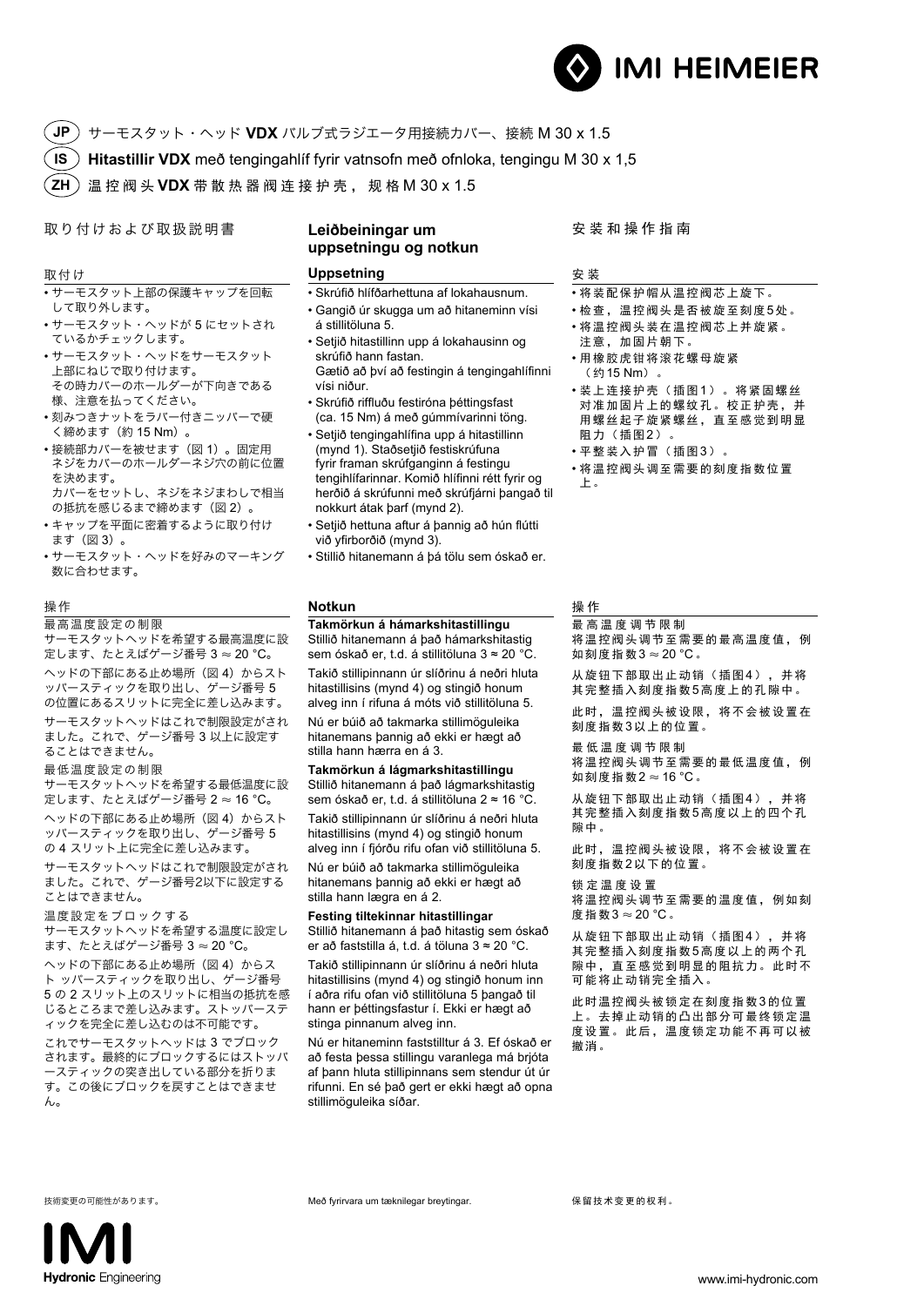IMI HEIMEIER

(JP) サーモスタット・ヘッド **VDX** バルブ式ラジエータ用接続カバー、接続 M 30 x 1.5

(IS) **Hitastillir VDX** með tengingahlíf fyrir vatnsofn með ofnloka, tengingu M 30 x 1,5

(ZH) 温控阀头 **VDX** 带散热器阀连接护壳，规格 M 30 x 1.5

## 取り付けおよび取扱説明書

### 取付け

- サーモスタット上部の保護キャップを回転して取り外します。
- サーモスタット・ヘッドが 5 にセットされているかチェックします。
- サーモスタット・ヘッドをサーモスタット上部にねじで取り付けます。
  その時カバーのホールダーが下向きである様、注意を払ってください。
- 刻みつきナットをラバー付きニッパーで硬く締めます（約 15 Nm）。
- 接続部カバーを被せます（図 1）。固定用ネジをカバーのホールダー穴の前に位置を決めます。
  カバーをセットし、ネジをネジまわしで相当の抵抗を感じるまで締めます（図 2）。
- キャップを平面に密着するように取り付けます（図 3）。
- サーモスタット・ヘッドを好みのマーキング数に合わせます。

### 操作

最高温度設定の制限
サーモスタットヘッドを希望する最高温度に設定します、たとえばゲージ番号 3 ≈ 20 °C。

ヘッドの下部にある止め場所（図 4）からストッパースティックを取り出し、ゲージ番号 5 の位置にあるスリットに完全に差し込みます。

サーモスタットヘッドはこれで制限設定がされました。これで、ゲージ番号 3 以上に設定することはできません。

最低温度設定の制限
サーモスタットヘッドを希望する最低温度に設定します、たとえばゲージ番号 2 ≈ 16 °C。

ヘッドの下部にある止め場所（図 4）からストッパースティックを取り出し、ゲージ番号 5 の 4 スリット上に完全に差し込みます。

サーモスタットヘッドはこれで制限設定がされました。これで、ゲージ番号2以下に設定することはできません。

温度設定をブロックする
サーモスタットヘッドを希望する温度に設定します、たとえばゲージ番号 3 ≈ 20 °C。

ヘッドの下部にある止め場所（図 4）からスト ッパースティックを取り出し、ゲージ番号 5 の 2 スリット上のスリットに相当の抵抗を感じるところまで差し込みます。ストッパースティックを完全に差し込むのは不可能です。

これでサーモスタットヘッドは 3 でブロックされます。最終的にブロックするにはストッパースティックの突き出している部分を折ります。この後にブロックを戻すことはできません。

技術変更の可能性があります。

## Leiðbeiningar um uppsetningu og notkun

### Uppsetning

- Skrúfið hlífðarhettuna af lokahausnum.
- Gangið úr skugga um að hitaneminn vísi á stillitöluna 5.
- Setjið hitastillinn upp á lokahausinn og skrúfið hann fastan.
  Gætið að því að festingin á tengingahlífinni vísi niður.
- Skrúfið riffluðu festiróna þéttingsfast (ca. 15 Nm) á með gúmmívarinni töng.
- Setjið tengingahlífina upp á hitastillinn (mynd 1). Staðsetjið festiskrúfuna fyrir framan skrúfganginn á festingu tengihlífarinnar. Komið hlífinni rétt fyrir og herðið á skrúfunni með skrúfjárni þangað til nokkurt átak þarf (mynd 2).
- Setjið hettuna aftur á þannig að hún flútti við yfirborðið (mynd 3).
- Stillið hitanemann á þá tölu sem óskað er.

### Notkun

**Takmörkun á hámarkshitastillingu**
Stillið hitanemann á það hámarkshitastig sem óskað er, t.d. á stillitöluna 3 ≈ 20 °C.

Takið stillipinnann úr slíðrinu á neðri hluta hitastillisins (mynd 4) og stingið honum alveg inn í rifuna á móts við stillitöluna 5.

Nú er búið að takmarka stillimöguleika hitanemans þannig að ekki er hægt að stilla hann hærra en á 3.

**Takmörkun á lágmarkshitastillingu**
Stillið hitanemann á það lágmarkshitastig sem óskað er, t.d. á stillitöluna 2 ≈ 16 °C.

Takið stillipinnann úr slíðrinu á neðri hluta hitastillisins (mynd 4) og stingið honum alveg inn í fjórðu rifu ofan við stillitöluna 5.

Nú er búið að takmarka stillimöguleika hitanemans þannig að ekki er hægt að stilla hann lægra en á 2.

**Festing tiltekinnar hitastillingar**
Stillið hitanemann á það hitastig sem óskað er að faststilla á, t.d. á töluna 3 ≈ 20 °C.

Takið stillipinnann úr slíðrinu á neðri hluta hitastillisins (mynd 4) og stingið honum inn í aðra rifu ofan við stillitöluna 5 þangað til hann er þéttingsfastur í. Ekki er hægt að stinga pinnanum alveg inn.

Nú er hitaneminn faststilltur á 3. Ef óskað er að festa þessa stillingu varanlega má brjóta af þann hluta stillipinnans sem stendur út úr rifunni. En sé það gert er ekki hægt að opna stillimöguleika síðar.

Með fyrirvara um tæknilegar breytingar.

## 安装和操作指南

### 安装

- 将装配保护帽从温控阀芯上旋下。
- 检查，温控阀头是否被旋至刻度5处。
- 将温控阀头装在温控阀芯上并旋紧。
  注意，加固片朝下。
- 用橡胶虎钳将滚花螺母旋紧（约15 Nm）。
- 装上连接护壳（插图1）。将紧固螺丝对准加固片上的螺纹孔。校正护壳，并用螺丝起子旋紧螺丝，直至感觉到明显阻力（插图2）。
- 平整装入护冒（插图3）。
- 将温控阀头调至需要的刻度指数位置上。

### 操作

最高温度调节限制
将温控阀头调节至需要的最高温度值，例如刻度指数3 ≈ 20 °C。

从旋钮下部取出止动销（插图4），并将其完整插入刻度指数5高度上的孔隙中。

此时，温控阀头被设限，将不会被设置在刻度指数3以上的位置。

最低温度调节限制
将温控阀头调节至需要的最低温度值，例如刻度指数2 ≈ 16 °C。

从旋钮下部取出止动销（插图4），并将其完整插入刻度指数5高度以上的四个孔隙中。

此时，温控阀头被设限，将不会被设置在刻度指数2以下的位置。

锁定温度设置
将温控阀头调节至需要的温度值，例如刻度指数3 ≈ 20 °C。

从旋钮下部取出止动销（插图4），并将其完整插入刻度指数5高度以上的两个孔隙中，直至感觉到明显的阻抗力。此时不可能将止动销完全插入。

此时温控阀头被锁定在刻度指数3的位置上。去掉止动销的凸出部分可最终锁定温度设置。此后，温度锁定功能不再可以被撤消。

保留技术变更的权利。

IMI Hydronic Engineering

www.imi-hydronic.com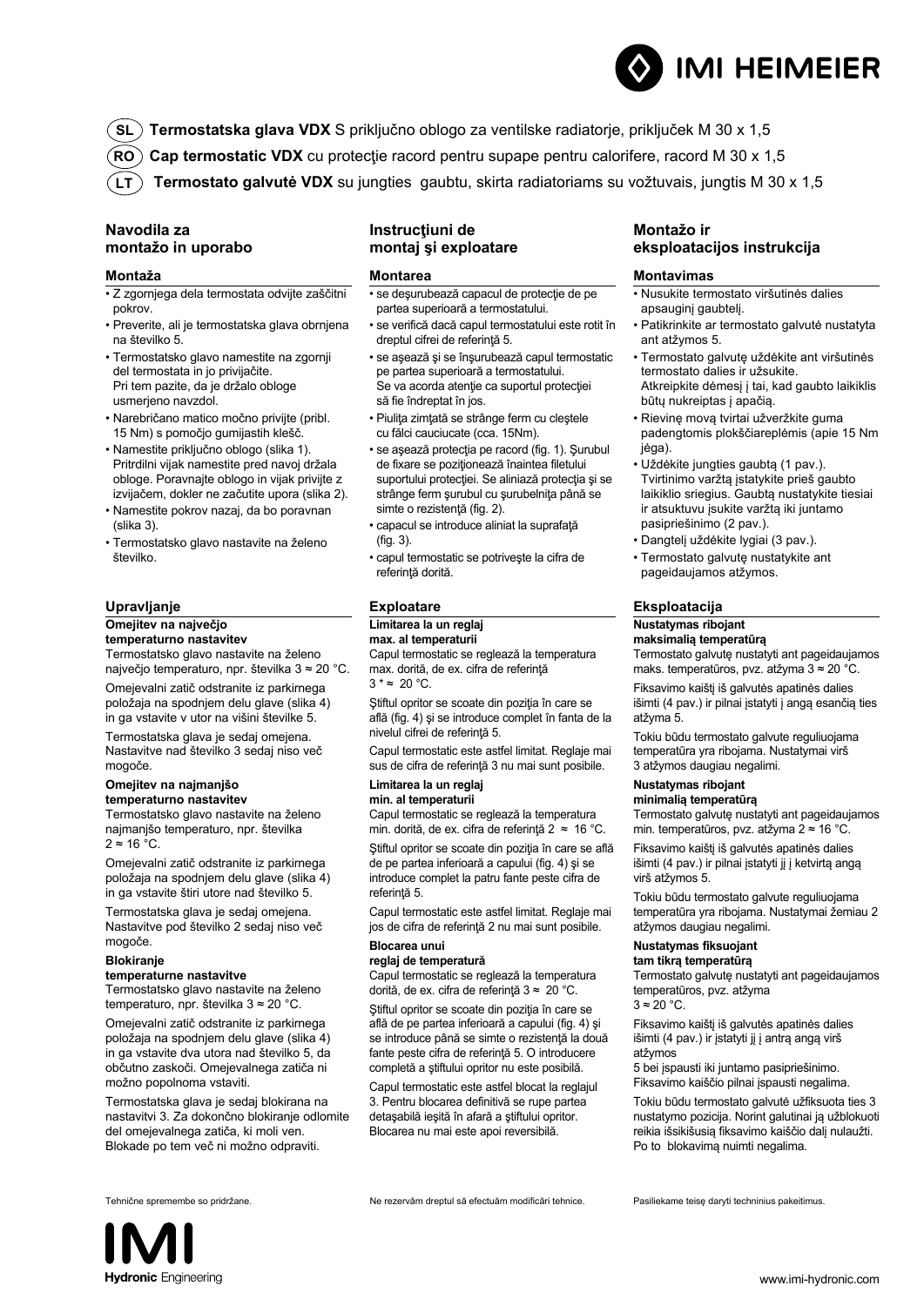**SL** **Termostatska glava VDX** S priključno oblogo za ventilske radiatorje, priključek M 30 x 1,5

**RO** **Cap termostatic VDX** cu protecţie racord pentru supape pentru calorifere, racord M 30 x 1,5

**LT** **Termostato galvutė VDX** su jungties gaubtu, skirta radiatoriams su vožtuvais, jungtis M 30 x 1,5

## Navodila za montažo in uporabo

### Montaža

- Z zgornjega dela termostata odvijte zaščitni pokrov.
- Preverite, ali je termostatska glava obrnjena na številko 5.
- Termostatsko glavo namestite na zgornji del termostata in jo privijačite. Pri tem pazite, da je držalo obloge usmerjeno navzdol.
- Narebričano matico močno privijte (pribl. 15 Nm) s pomočjo gumijastih klešč.
- Namestite priključno oblogo (slika 1). Pritrdilni vijak namestite pred navoj držala obloge. Poravnajte oblogo in vijak privijte z izvijačem, dokler ne začutite upora (slika 2).
- Namestite pokrov nazaj, da bo poravnan (slika 3).
- Termostatsko glavo nastavite na želeno številko.

### Upravljanje

**Omejitev na največjo temperaturno nastavitev**

Termostatsko glavo nastavite na želeno največjo temperaturo, npr. številka 3 ≈ 20 °C.

Omejevalni zatič odstranite iz parkirnega položaja na spodnjem delu glave (slika 4) in ga vstavite v utor na višini številke 5.

Termostatska glava je sedaj omejena. Nastavitve nad številko 3 sedaj niso več mogoče.

**Omejitev na najmanjšo temperaturno nastavitev**

Termostatsko glavo nastavite na želeno najmanjšo temperaturo, npr. številka 2 ≈ 16 °C.

Omejevalni zatič odstranite iz parkirnega položaja na spodnjem delu glave (slika 4) in ga vstavite štiri utore nad številko 5.

Termostatska glava je sedaj omejena. Nastavitve pod številko 2 sedaj niso več mogoče.

**Blokiranje temperaturne nastavitve**

Termostatsko glavo nastavite na želeno temperaturo, npr. številka 3 ≈ 20 °C.

Omejevalni zatič odstranite iz parkirnega položaja na spodnjem delu glave (slika 4) in ga vstavite dva utora nad številko 5, da občutno zaskoči. Omejevalnega zatiča ni možno popolnoma vstaviti.

Termostatska glava je sedaj blokirana na nastavitvi 3. Za dokončno blokiranje odlomite del omejevalnega zatiča, ki moli ven. Blokade po tem več ni možno odpraviti.

Tehnične spremembe so pridržane.

## Instrucţiuni de montaj şi exploatare

### Montarea

- se deşurubează capacul de protecţie de pe partea superioară a termostatului.
- se verifică dacă capul termostatului este rotit în dreptul cifrei de referinţă 5.
- se aşează şi se înşurubează capul termostatic pe partea superioară a termostatului. Se va acorda atenţie ca suportul protecţiei să fie îndreptat în jos.
- Piuliţa zimţată se strânge ferm cu cleştele cu fălci cauciucate (cca. 15Nm).
- se aşează protecţia pe racord (fig. 1). Şurubul de fixare se poziţionează înaintea filetului suportului protecţiei. Se aliniază protecţia şi se strânge ferm şurubul cu şurubelniţa până se simte o rezistenţă (fig. 2).
- capacul se introduce aliniat la suprafaţă (fig. 3).
- capul termostatic se potriveşte la cifra de referinţă dorită.

### Exploatare

**Limitarea la un reglaj max. al temperaturii**

Capul termostatic se reglează la temperatura max. dorită, de ex. cifra de referinţă 3 * ≈ 20 °C.

Ştiftul opritor se scoate din poziţia în care se află (fig. 4) şi se introduce complet în fanta de la nivelul cifrei de referinţă 5.

Capul termostatic este astfel limitat. Reglaje mai sus de cifra de referinţă 3 nu mai sunt posibile.

**Limitarea la un reglaj min. al temperaturii**

Capul termostatic se reglează la temperatura min. dorită, de ex. cifra de referinţă 2 ≈ 16 °C.

Ştiftul opritor se scoate din poziţia în care se află de pe partea inferioară a capului (fig. 4) şi se introduce complet la patru fante peste cifra de referinţă 5.

Capul termostatic este astfel limitat. Reglaje mai jos de cifra de referinţă 2 nu mai sunt posibile.

**Blocarea unui reglaj de temperatură**

Capul termostatic se reglează la temperatura dorită, de ex. cifra de referinţă 3 ≈ 20 °C.

Ştiftul opritor se scoate din poziţia în care se află de pe partea inferioară a capului (fig. 4) şi se introduce până se simte o rezistenţă la două fante peste cifra de referinţă 5. O introducere completă a ştiftului opritor nu este posibilă.

Capul termostatic este astfel blocat la reglajul 3. Pentru blocarea definitivă se rupe partea detaşabilă ieşită în afară a ştiftului opritor. Blocarea nu mai este apoi reversibilă.

Ne rezervăm dreptul să efectuăm modificări tehnice.

## Montažo ir eksploatacijos instrukcija

### Montavimas

- Nusukite termostato viršutinės dalies apsauginį gaubtelį.
- Patikrinkite ar termostato galvutė nustatyta ant atžymos 5.
- Termostato galvutę uždėkite ant viršutinės termostato dalies ir užsukite. Atkreipkite dėmesį į tai, kad gaubto laikiklis būtų nukreiptas į apačią.
- Rievinę movą tvirtai užveržkite guma padengtomis plokščiareplėmis (apie 15 Nm jėga).
- Uždėkite jungties gaubtą (1 pav.). Tvirtinimo varžtą įstatykite prieš gaubto laikiklio sriegius. Gaubtą nustatykite tiesiai ir atsuktuvu įsukite varžtą iki juntamo pasipriešinimo (2 pav.).
- Dangtelį uždėkite lygiai (3 pav.).
- Termostato galvutę nustatykite ant pageidaujamos atžymos.

### Eksploatacija

**Nustatymas ribojant maksimalią temperatūrą**

Termostato galvutę nustatyti ant pageidaujamos maks. temperatūros, pvz. atžyma 3 ≈ 20 °C.

Fiksavimo kaištį iš galvutės apatinės dalies išimti (4 pav.) ir pilnai įstatyti į angą esančią ties atžyma 5.

Tokiu būdu termostato galvute reguliuojama temperatūra yra ribojama. Nustatymai virš 3 atžymos daugiau negalimi.

**Nustatymas ribojant minimalią temperatūrą**

Termostato galvutę nustatyti ant pageidaujamos min. temperatūros, pvz. atžyma 2 ≈ 16 °C.

Fiksavimo kaištį iš galvutės apatinės dalies išimti (4 pav.) ir pilnai įstatyti jį į ketvirtą angą virš atžymos 5.

Tokiu būdu termostato galvute reguliuojama temperatūra yra ribojama. Nustatymai žemiau 2 atžymos daugiau negalimi.

**Nustatymas fiksuojant tam tikrą temperatūrą**

Termostato galvutę nustatyti ant pageidaujamos temperatūros, pvz. atžyma 3 ≈ 20 °C.

Fiksavimo kaištį iš galvutės apatinės dalies išimti (4 pav.) ir įstatyti jį į antrą angą virš atžymos 5 bei įspausti iki juntamo pasipriešinimo. Fiksavimo kaiščio pilnai įspausti negalima.

Tokiu būdu termostato galvutė užfiksuota ties 3 nustatymo pozicija. Norint galutinai ją užblokuoti reikia išsikišusią fiksavimo kaiščio dalį nulaužti. Po to blokavimą nuimti negalima.

Pasiliekame teisę daryti techninius pakeitimus.

www.imi-hydronic.com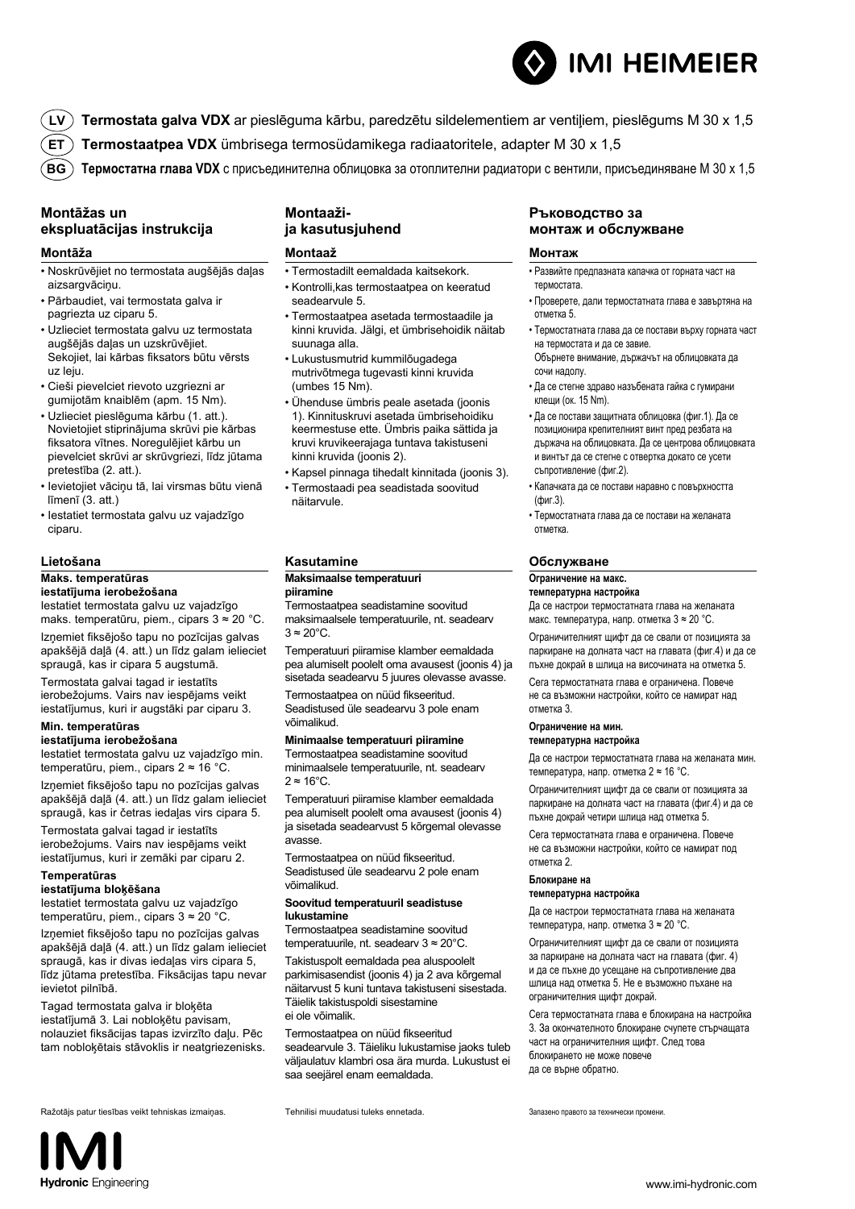LV **Termostata galva VDX** ar pieslēguma kārbu, paredzētu sildelementiem ar ventiļiem, pieslēgums M 30 x 1,5

ET **Termostaatpea VDX** ümbrisega termosüdamikega radiaatoritele, adapter M 30 x 1,5

BG **Термостатна глава VDX** с присъединителна облицовка за отоплителни радиатори с вентили, присъединяване М 30 х 1,5

## Montāžas un ekspluatācijas instrukcija

### Montāža

- Noskrūvējiet no termostata augšējās daļas aizsargvāciņu.
- Pārbaudiet, vai termostata galva ir pagriezta uz ciparu 5.
- Uzlieciet termostata galvu uz termostata augšējās daļas un uzskrūvējiet. Sekojiet, lai kārbas fiksators būtu vērsts uz leju.
- Cieši pievelciet rievoto uzgriezni ar gumijotām knaiblēm (apm. 15 Nm).
- Uzlieciet pieslēguma kārbu (1. att.). Novietojiet stiprinājuma skrūvi pie kārbas fiksatora vītnes. Noregulējiet kārbu un pievelciet skrūvi ar skrūvgriezi, līdz jūtama pretestība (2. att.).
- Ievietojiet vāciņu tā, lai virsmas būtu vienā līmenī (3. att.)
- Iestatiet termostata galvu uz vajadzīgo ciparu.

### Lietošana

**Maks. temperatūras iestatījuma ierobežošana**

Iestatiet termostata galvu uz vajadzīgo maks. temperatūru, piem., cipars 3 ≈ 20 °C.

Izņemiet fiksējošo tapu no pozīcijas galvas apakšējā daļā (4. att.) un līdz galam ielieciet spraugā, kas ir cipara 5 augstumā.

Termostata galvai tagad ir iestatīts ierobežojums. Vairs nav iespējams veikt iestatījumus, kuri ir augstāki par ciparu 3.

**Min. temperatūras iestatījuma ierobežošana**

Iestatiet termostata galvu uz vajadzīgo min. temperatūru, piem., cipars 2 ≈ 16 °C.

Izņemiet fiksējošo tapu no pozīcijas galvas apakšējā daļā (4. att.) un līdz galam ielieciet spraugā, kas ir četras iedaļas virs cipara 5.

Termostata galvai tagad ir iestatīts ierobežojums. Vairs nav iespējams veikt iestatījumus, kuri ir zemāki par ciparu 2.

**Temperatūras iestatījuma bloķēšana**

Iestatiet termostata galvu uz vajadzīgo temperatūru, piem., cipars 3 ≈ 20 °C.

Izņemiet fiksējošo tapu no pozīcijas galvas apakšējā daļā (4. att.) un līdz galam ielieciet spraugā, kas ir divas iedaļas virs cipara 5, līdz jūtama pretestība. Fiksācijas tapu nevar ievietot pilnībā.

Tagad termostata galva ir bloķēta iestatījumā 3. Lai nobloķētu pavisam, nolauziet fiksācijas tapas izvirzīto daļu. Pēc tam nobloķētais stāvoklis ir neatgriezenisks.

Ražotājs patur tiesības veikt tehniskas izmaiņas.

## Montaaži- ja kasutusjuhend

### Montaaž

- Termostadilt eemaldada kaitsekork.
- Kontrolli,kas termostaatpea on keeratud seadearvule 5.
- Termostaatpea asetada termostaadile ja kinni kruvida. Jälgi, et ümbrisehoidik näitab suunaga alla.
- Lukustusmutrid kummilõugadega mutrivõtmega tugevasti kinni kruvida (umbes 15 Nm).
- Ühenduse ümbris peale asetada (joonis 1). Kinnituskruvi asetada ümbrisehoidiku keermestuse ette. Ümbris paika sättida ja kruvi kruvikeerajaga tuntava takistuseni kinni kruvida (joonis 2).
- Kapsel pinnaga tihedalt kinnitada (joonis 3).
- Termostaadi pea seadistada soovitud näitarvule.

### Kasutamine

**Maksimaalse temperatuuri piiramine**

Termostaatpea seadistamine soovitud maksimaalsele temperatuurile, nt. seadearv 3 ≈ 20°C.

Temperatuuri piiramise klamber eemaldada pea alumiselt poolelt oma avausest (joonis 4) ja sisetada seadearvu 5 juures olevasse avasse.

Termostaatpea on nüüd fikseeritud. Seadistused üle seadearvu 3 pole enam võimalikud.

**Minimaalse temperatuuri piiramine**

Termostaatpea seadistamine soovitud minimaalsele temperatuurile, nt. seadearv 2 ≈ 16°C.

Temperatuuri piiramise klamber eemaldada pea alumiselt poolelt oma avausest (joonis 4) ja sisetada seadearvust 5 kõrgemal olevasse avasse.

Termostaatpea on nüüd fikseeritud. Seadistused üle seadearvu 2 pole enam võimalikud.

**Soovitud temperatuuril seadistuse lukustamine**

Termostaatpea seadistamine soovitud temperatuurile, nt. seadearv 3 ≈ 20°C.

Takistuspolt eemaldada pea aluspoolelt parkimisasendist (joonis 4) ja 2 ava kõrgemal näitarvust 5 kuni tuntava takistuseni sisestada. Täielik takistuspoldi sisestamine ei ole võimalik.

Termostaatpea on nüüd fikseeritud seadearvule 3. Täieliku lukustamise jaoks tuleb väljaulatuv klambri osa ära murda. Lukustust ei saa seejärel enam eemaldada.

Tehnilisi muudatusi tuleks ennetada.

## Ръководство за монтаж и обслужване

### Монтаж

- Развийте предпазната капачка от горната част на термостата.
- Проверете, дали термостатната глава е завъртяна на отметка 5.
- Термостатната глава да се постави върху горната част на термостата и да се завие. Обърнете внимание, държачът на облицовката да сочи надолу.
- Да се стегне здраво назъбената гайка с гумирани клещи (ок. 15 Nm).
- Да се постави защитната облицовка (фиг.1). Да се позиционира крепителният винт пред резбата на държача на облицовката. Да се центрова облицовката и винтът да се стегне с отвертка докато се усети съпротивление (фиг.2).
- Капачката да се постави наравно с повърхността (фиг.3).
- Термостатната глава да се постави на желаната отметка.

### Обслужване

**Ограничение на макс. температурна настройка**

Да се настрои термостатната глава на желаната макс. температура, напр. отметка 3 ≈ 20 °C.

Ограничителният щифт да се свали от позицията за паркиране на долната част на главата (фиг.4) и да се пъхне докрай в шлица на височината на отметка 5.

Сега термостатната глава е ограничена. Повече не са възможни настройки, който се намират над отметка 3.

**Ограничение на мин. температурна настройка**

Да се настрои термостатната глава на желаната мин. температура, напр. отметка 2 ≈ 16 °C.

Ограничителният щифт да се свали от позицията за паркиране на долната част на главата (фиг.4) и да се пъхне докрай четири шлица над отметка 5.

Сега термостатната глава е ограничена. Повече не са възможни настройки, който се намират под отметка 2.

**Блокиране на температурна настройка**

Да се настрои термостатната глава на желаната температура, напр. отметка 3 ≈ 20 °C.

Ограничителният щифт да се свали от позицията за паркиране на долната част на главата (фиг. 4) и да се пъхне до усещане на съпротивление два шлица над отметка 5. Не е възможно пъхане на ограничителния щифт докрай.

Сега термостатната глава е блокирана на настройка 3. За окончателното блокиране счупете стърчащата част на ограничителния щифт. След това блокирането не може повече да се върне обратно.

Запазено правото за технически промени.

www.imi-hydronic.com